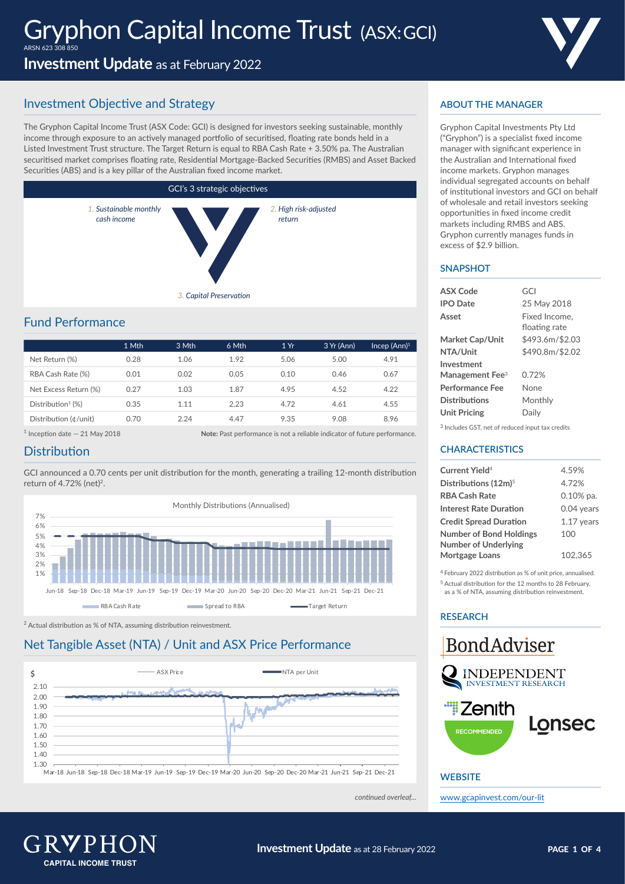# Gryphon Capital Income Trust (ASX:GCI)

ARSN 623 308 850

**Investment Update** as at February 2022

## Investment Objective and Strategy

The Gryphon Capital Income Trust (ASX Code: GCI) is designed for investors seeking sustainable, monthly income through exposure to an actively managed portfolio of securitised, floating rate bonds held in a Listed Investment Trust structure. The Target Return is equal to RBA Cash Rate + 3.50% pa. The Australian securitised market comprises floating rate, Residential Mortgage-Backed Securities (RMBS) and Asset Backed Securities (ABS) and is a key pillar of the Australian fixed income market.

**GCI's 3 strategic objectives**

1. *Sustainable monthly cash income*
2. *High risk-adjusted return*
3. *Capital Preservation*

## Fund Performance

| | 1 Mth | 3 Mth | 6 Mth | 1 Yr | 3 Yr (Ann) | Incep (Ann)[1] |
|---|---|---|---|---|---|---|
| Net Return (%) | 0.28 | 1.06 | 1.92 | 5.06 | 5.00 | 4.91 |
| RBA Cash Rate (%) | 0.01 | 0.02 | 0.05 | 0.10 | 0.46 | 0.67 |
| Net Excess Return (%) | 0.27 | 1.03 | 1.87 | 4.95 | 4.52 | 4.22 |
| Distribution[1] (%) | 0.35 | 1.11 | 2.23 | 4.72 | 4.61 | 4.55 |
| Distribution (¢/unit) | 0.70 | 2.24 | 4.47 | 9.35 | 9.08 | 8.96 |

[1] Inception date — 21 May 2018

**Note:** Past performance is not a reliable indicator of future performance.

## Distribution

GCI announced a 0.70 cents per unit distribution for the month, generating a trailing 12-month distribution return of 4.72% (net)[2].

Monthly Distributions (Annualised)

[2] Actual distribution as % of NTA, assuming distribution reinvestment.

## Net Tangible Asset (NTA) / Unit and ASX Price Performance

*continued overleaf...*

### ABOUT THE MANAGER

Gryphon Capital Investments Pty Ltd ("Gryphon") is a specialist fixed income manager with significant experience in the Australian and International fixed income markets. Gryphon manages individual segregated accounts on behalf of institutional investors and GCI on behalf of wholesale and retail investors seeking opportunities in fixed income credit markets including RMBS and ABS. Gryphon currently manages funds in excess of $2.9 billion.

### SNAPSHOT

| | |
|---|---|
| **ASX Code** | GCI |
| **IPO Date** | 25 May 2018 |
| **Asset** | Fixed Income, floating rate |
| **Market Cap/Unit** | $493.6m/$2.03 |
| **NTA/Unit** | $490.8m/$2.02 |
| **Investment Management Fee**[3] | 0.72% |
| **Performance Fee** | None |
| **Distributions** | Monthly |
| **Unit Pricing** | Daily |

[3] Includes GST, net of reduced input tax credits

### CHARACTERISTICS

| | |
|---|---|
| **Current Yield**[4] | 4.59% |
| **Distributions (12m)**[5] | 4.72% |
| **RBA Cash Rate** | 0.10% pa. |
| **Interest Rate Duration** | 0.04 years |
| **Credit Spread Duration** | 1.17 years |
| **Number of Bond Holdings** | 100 |
| **Number of Underlying Mortgage Loans** | 102,365 |

[4] February 2022 distribution as % of unit price, annualised.

[5] Actual distribution for the 12 months to 28 February, as a % of NTA, assuming distribution reinvestment.

### RESEARCH

BondAdviser

Independent Investment Research

Zenith RECOMMENDED

Lonsec

### WEBSITE

www.gcapinvest.com/our-lit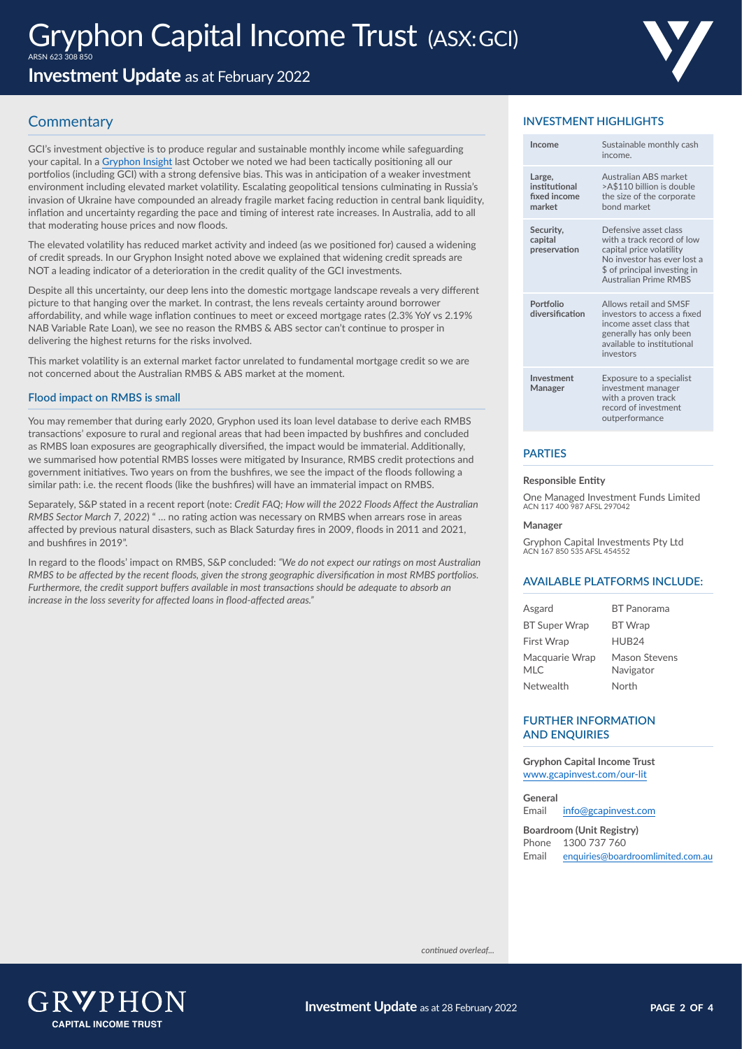# Gryphon Capital Income Trust (ASX:GCI)

ARSN 623 308 850

## Investment Update as at February 2022

## Commentary

GCI's investment objective is to produce regular and sustainable monthly income while safeguarding your capital. In a Gryphon Insight last October we noted we had been tactically positioning all our portfolios (including GCI) with a strong defensive bias. This was in anticipation of a weaker investment environment including elevated market volatility. Escalating geopolitical tensions culminating in Russia's invasion of Ukraine have compounded an already fragile market facing reduction in central bank liquidity, inflation and uncertainty regarding the pace and timing of interest rate increases. In Australia, add to all that moderating house prices and now floods.

The elevated volatility has reduced market activity and indeed (as we positioned for) caused a widening of credit spreads. In our Gryphon Insight noted above we explained that widening credit spreads are NOT a leading indicator of a deterioration in the credit quality of the GCI investments.

Despite all this uncertainty, our deep lens into the domestic mortgage landscape reveals a very different picture to that hanging over the market. In contrast, the lens reveals certainty around borrower affordability, and while wage inflation continues to meet or exceed mortgage rates (2.3% YoY vs 2.19% NAB Variable Rate Loan), we see no reason the RMBS & ABS sector can't continue to prosper in delivering the highest returns for the risks involved.

This market volatility is an external market factor unrelated to fundamental mortgage credit so we are not concerned about the Australian RMBS & ABS market at the moment.

### Flood impact on RMBS is small

You may remember that during early 2020, Gryphon used its loan level database to derive each RMBS transactions' exposure to rural and regional areas that had been impacted by bushfires and concluded as RMBS loan exposures are geographically diversified, the impact would be immaterial. Additionally, we summarised how potential RMBS losses were mitigated by Insurance, RMBS credit protections and government initiatives. Two years on from the bushfires, we see the impact of the floods following a similar path: i.e. the recent floods (like the bushfires) will have an immaterial impact on RMBS.

Separately, S&P stated in a recent report (note: *Credit FAQ; How will the 2022 Floods Affect the Australian RMBS Sector March 7, 2022*) " ... no rating action was necessary on RMBS when arrears rose in areas affected by previous natural disasters, such as Black Saturday fires in 2009, floods in 2011 and 2021, and bushfires in 2019".

In regard to the floods' impact on RMBS, S&P concluded: *"We do not expect our ratings on most Australian RMBS to be affected by the recent floods, given the strong geographic diversification in most RMBS portfolios. Furthermore, the credit support buffers available in most transactions should be adequate to absorb an increase in the loss severity for affected loans in flood-affected areas."*

*continued overleaf...*

### INVESTMENT HIGHLIGHTS

| | |
|---|---|
| **Income** | Sustainable monthly cash income. |
| **Large, institutional fixed income market** | Australian ABS market >A$110 billion is double the size of the corporate bond market |
| **Security, capital preservation** | Defensive asset class with a track record of low capital price volatility. No investor has ever lost a $ of principal investing in Australian Prime RMBS |
| **Portfolio diversification** | Allows retail and SMSF investors to access a fixed income asset class that generally has only been available to institutional investors |
| **Investment Manager** | Exposure to a specialist investment manager with a proven track record of investment outperformance |

### PARTIES

**Responsible Entity**

One Managed Investment Funds Limited
ACN 117 400 987 AFSL 297042

**Manager**

Gryphon Capital Investments Pty Ltd
ACN 167 850 535 AFSL 454552

### AVAILABLE PLATFORMS INCLUDE:

| | |
|---|---|
| Asgard | BT Panorama |
| BT Super Wrap | BT Wrap |
| First Wrap | HUB24 |
| Macquarie Wrap | Mason Stevens |
| MLC | Navigator |
| Netwealth | North |

### FURTHER INFORMATION AND ENQUIRIES

**Gryphon Capital Income Trust**
www.gcapinvest.com/our-lit

**General**
Email info@gcapinvest.com

**Boardroom (Unit Registry)**
Phone 1300 737 760
Email enquiries@boardroomlimited.com.au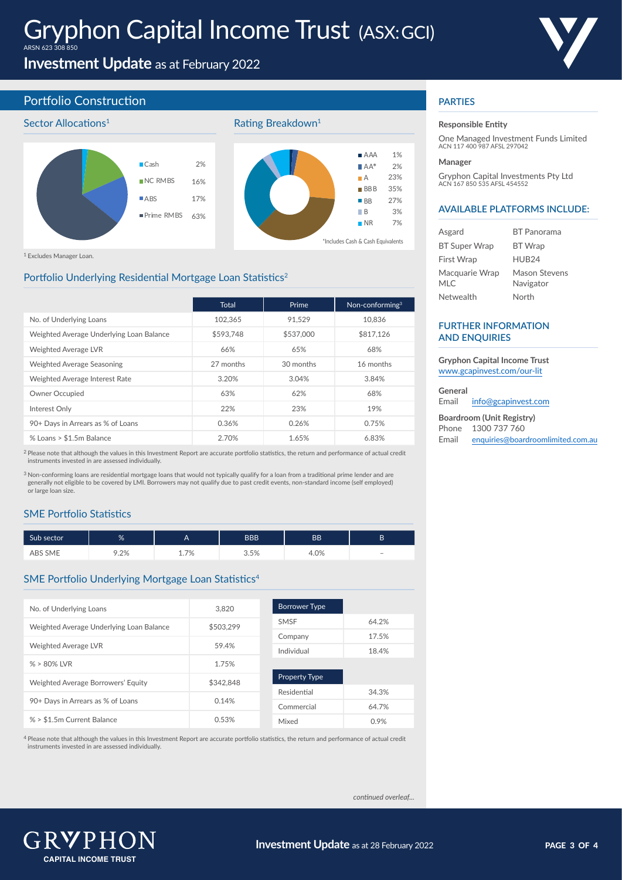# Gryphon Capital Income Trust (ASX:GCI)

ARSN 623 308 850

**Investment Update** as at February 2022

## Portfolio Construction

### Sector Allocations[1]

| Sector | % |
|---|---|
| Cash | 2% |
| NC RMBS | 16% |
| ABS | 17% |
| Prime RMBS | 63% |

### Rating Breakdown[1]

| Rating | % |
|---|---|
| AAA | 1% |
| AA* | 2% |
| A | 23% |
| BBB | 35% |
| BB | 27% |
| B | 3% |
| NR | 7% |

*Includes Cash & Cash Equivalents

[1] Excludes Manager Loan.

### Portfolio Underlying Residential Mortgage Loan Statistics[2]

| | Total | Prime | Non-conforming[3] |
|---|---|---|---|
| No. of Underlying Loans | 102,365 | 91,529 | 10,836 |
| Weighted Average Underlying Loan Balance | $593,748 | $537,000 | $817,126 |
| Weighted Average LVR | 66% | 65% | 68% |
| Weighted Average Seasoning | 27 months | 30 months | 16 months |
| Weighted Average Interest Rate | 3.20% | 3.04% | 3.84% |
| Owner Occupied | 63% | 62% | 68% |
| Interest Only | 22% | 23% | 19% |
| 90+ Days in Arrears as % of Loans | 0.36% | 0.26% | 0.75% |
| % Loans > $1.5m Balance | 2.70% | 1.65% | 6.83% |

[2] Please note that although the values in this Investment Report are accurate portfolio statistics, the return and performance of actual credit instruments invested in are assessed individually.

[3] Non-conforming loans are residential mortgage loans that would not typically qualify for a loan from a traditional prime lender and are generally not eligible to be covered by LMI. Borrowers may not qualify due to past credit events, non-standard income (self employed) or large loan size.

### SME Portfolio Statistics

| Sub sector | % | A | BBB | BB | B |
|---|---|---|---|---|---|
| ABS SME | 9.2% | 1.7% | 3.5% | 4.0% | – |

### SME Portfolio Underlying Mortgage Loan Statistics[4]

| | |
|---|---|
| No. of Underlying Loans | 3,820 |
| Weighted Average Underlying Loan Balance | $503,299 |
| Weighted Average LVR | 59.4% |
| % > 80% LVR | 1.75% |
| Weighted Average Borrowers' Equity | $342,848 |
| 90+ Days in Arrears as % of Loans | 0.14% |
| % > $1.5m Current Balance | 0.53% |

| Borrower Type | |
|---|---|
| SMSF | 64.2% |
| Company | 17.5% |
| Individual | 18.4% |

| Property Type | |
|---|---|
| Residential | 34.3% |
| Commercial | 64.7% |
| Mixed | 0.9% |

[4] Please note that although the values in this Investment Report are accurate portfolio statistics, the return and performance of actual credit instruments invested in are assessed individually.

*continued overleaf...*

## PARTIES

**Responsible Entity**

One Managed Investment Funds Limited
ACN 117 400 987 AFSL 297042

**Manager**

Gryphon Capital Investments Pty Ltd
ACN 167 850 535 AFSL 454552

## AVAILABLE PLATFORMS INCLUDE:

| | |
|---|---|
| Asgard | BT Panorama |
| BT Super Wrap | BT Wrap |
| First Wrap | HUB24 |
| Macquarie Wrap | Mason Stevens |
| MLC | Navigator |
| Netwealth | North |

## FURTHER INFORMATION AND ENQUIRIES

**Gryphon Capital Income Trust**
www.gcapinvest.com/our-lit

**General**
Email info@gcapinvest.com

**Boardroom (Unit Registry)**
Phone 1300 737 760
Email enquiries@boardroomlimited.com.au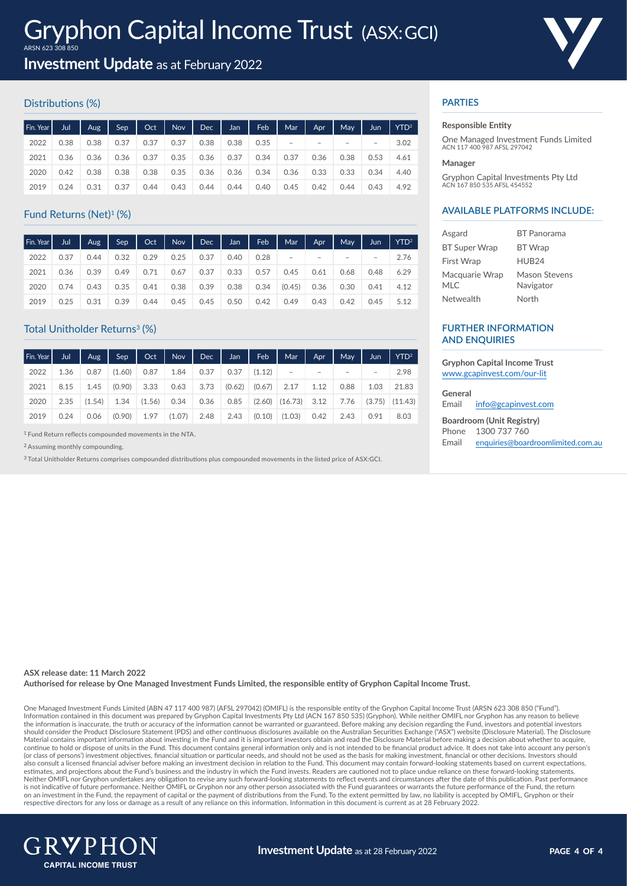# Gryphon Capital Income Trust (ASX:GCI)

ARSN 623 308 850

**Investment Update** as at February 2022

## Distributions (%)

| Fin. Year | Jul | Aug | Sep | Oct | Nov | Dec | Jan | Feb | Mar | Apr | May | Jun | YTD[2] |
|---|---|---|---|---|---|---|---|---|---|---|---|---|---|
| 2022 | 0.38 | 0.38 | 0.37 | 0.37 | 0.37 | 0.38 | 0.38 | 0.35 | – | – | – | – | 3.02 |
| 2021 | 0.36 | 0.36 | 0.36 | 0.37 | 0.35 | 0.36 | 0.37 | 0.34 | 0.37 | 0.36 | 0.38 | 0.53 | 4.61 |
| 2020 | 0.42 | 0.38 | 0.38 | 0.38 | 0.35 | 0.36 | 0.36 | 0.34 | 0.36 | 0.33 | 0.33 | 0.34 | 4.40 |
| 2019 | 0.24 | 0.31 | 0.37 | 0.44 | 0.43 | 0.44 | 0.44 | 0.40 | 0.45 | 0.42 | 0.44 | 0.43 | 4.92 |

## Fund Returns (Net)[1] (%)

| Fin. Year | Jul | Aug | Sep | Oct | Nov | Dec | Jan | Feb | Mar | Apr | May | Jun | YTD[2] |
|---|---|---|---|---|---|---|---|---|---|---|---|---|---|
| 2022 | 0.37 | 0.44 | 0.32 | 0.29 | 0.25 | 0.37 | 0.40 | 0.28 | – | – | – | – | 2.76 |
| 2021 | 0.36 | 0.39 | 0.49 | 0.71 | 0.67 | 0.37 | 0.33 | 0.57 | 0.45 | 0.61 | 0.68 | 0.48 | 6.29 |
| 2020 | 0.74 | 0.43 | 0.35 | 0.41 | 0.38 | 0.39 | 0.38 | 0.34 | (0.45) | 0.36 | 0.30 | 0.41 | 4.12 |
| 2019 | 0.25 | 0.31 | 0.39 | 0.44 | 0.45 | 0.45 | 0.50 | 0.42 | 0.49 | 0.43 | 0.42 | 0.45 | 5.12 |

## Total Unitholder Returns[3] (%)

| Fin. Year | Jul | Aug | Sep | Oct | Nov | Dec | Jan | Feb | Mar | Apr | May | Jun | YTD[2] |
|---|---|---|---|---|---|---|---|---|---|---|---|---|---|
| 2022 | 1.36 | 0.87 | (1.60) | 0.87 | 1.84 | 0.37 | 0.37 | (1.12) | – | – | – | – | 2.98 |
| 2021 | 8.15 | 1.45 | (0.90) | 3.33 | 0.63 | 3.73 | (0.62) | (0.67) | 2.17 | 1.12 | 0.88 | 1.03 | 21.83 |
| 2020 | 2.35 | (1.54) | 1.34 | (1.56) | 0.34 | 0.36 | 0.85 | (2.60) | (16.73) | 3.12 | 7.76 | (3.75) | (11.43) |
| 2019 | 0.24 | 0.06 | (0.90) | 1.97 | (1.07) | 2.48 | 2.43 | (0.10) | (1.03) | 0.42 | 2.43 | 0.91 | 8.03 |

[1] Fund Return reflects compounded movements in the NTA.

[2] Assuming monthly compounding.

[3] Total Unitholder Returns comprises compounded distributions plus compounded movements in the listed price of ASX:GCI.

## PARTIES

**Responsible Entity**

One Managed Investment Funds Limited
ACN 117 400 987 AFSL 297042

**Manager**

Gryphon Capital Investments Pty Ltd
ACN 167 850 535 AFSL 454552

## AVAILABLE PLATFORMS INCLUDE:

- Asgard
- BT Panorama
- BT Super Wrap
- BT Wrap
- First Wrap
- HUB24
- Macquarie Wrap
- Mason Stevens
- MLC
- Navigator
- Netwealth
- North

## FURTHER INFORMATION AND ENQUIRIES

**Gryphon Capital Income Trust**
www.gcapinvest.com/our-lit

**General**
Email info@gcapinvest.com

**Boardroom (Unit Registry)**
Phone 1300 737 760
Email enquiries@boardroomlimited.com.au

**ASX release date: 11 March 2022**

**Authorised for release by One Managed Investment Funds Limited, the responsible entity of Gryphon Capital Income Trust.**

One Managed Investment Funds Limited (ABN 47 117 400 987) (AFSL 297042) (OMIFL) is the responsible entity of the Gryphon Capital Income Trust (ARSN 623 308 850 ("Fund"). Information contained in this document was prepared by Gryphon Capital Investments Pty Ltd (ACN 167 850 535) (Gryphon). While neither OMIFL nor Gryphon has any reason to believe the information is inaccurate, the truth or accuracy of the information cannot be warranted or guaranteed. Before making any decision regarding the Fund, investors and potential investors should consider the Product Disclosure Statement (PDS) and other continuous disclosures available on the Australian Securities Exchange ("ASX") website (Disclosure Material). The Disclosure Material contains important information about investing in the Fund and it is important investors obtain and read the Disclosure Material before making a decision about whether to acquire, continue to hold or dispose of units in the Fund. This document contains general information only and is not intended to be financial product advice. It does not take into account any person's (or class of persons') investment objectives, financial situation or particular needs, and should not be used as the basis for making investment, financial or other decisions. Investors should also consult a licensed financial adviser before making an investment decision in relation to the Fund. This document may contain forward-looking statements based on current expectations, estimates, and projections about the Fund's business and the industry in which the Fund invests. Readers are cautioned not to place undue reliance on these forward-looking statements. Neither OMIFL nor Gryphon undertakes any obligation to revise any such forward-looking statements to reflect events and circumstances after the date of this publication. Past performance is not indicative of future performance. Neither OMIFL or Gryphon nor any other person associated with the Fund guarantees or warrants the future performance of the Fund, the return on an investment in the Fund, the repayment of capital or the payment of distributions from the Fund. To the extent permitted by law, no liability is accepted by OMIFL, Gryphon or their respective directors for any loss or damage as a result of any reliance on this information. Information in this document is current as at 28 February 2022.